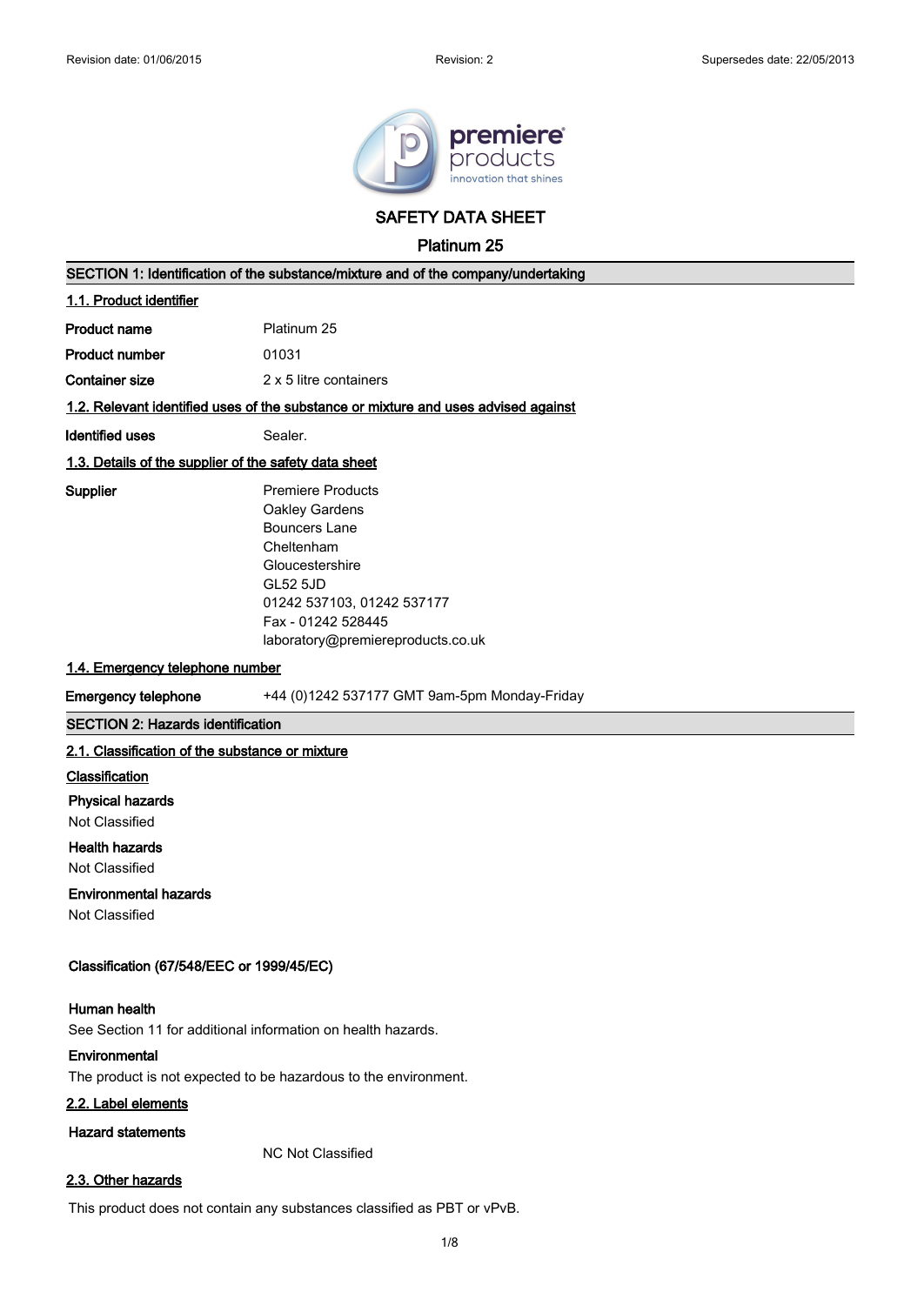# SAFETY DATA SHEET

## Platinum 25

### SECTION 1: Identification of the substance/mixture and of the company/undertaking

#### 1.1. Product identifier

**Product name** Platinum 25

**Product number** 01031

**Container size** 2 x 5 litre containers

#### 1.2. Relevant identified uses of the substance or mixture and uses advised against

**Identified uses** Sealer.

#### 1.3. Details of the supplier of the safety data sheet

**Supplier**
Premiere Products
Oakley Gardens
Bouncers Lane
Cheltenham
Gloucestershire
GL52 5JD
01242 537103, 01242 537177
Fax - 01242 528445
laboratory@premiereproducts.co.uk

#### 1.4. Emergency telephone number

**Emergency telephone** +44 (0)1242 537177 GMT 9am-5pm Monday-Friday

### SECTION 2: Hazards identification

#### 2.1. Classification of the substance or mixture

**Classification**

**Physical hazards**
Not Classified

**Health hazards**
Not Classified

**Environmental hazards**
Not Classified

**Classification (67/548/EEC or 1999/45/EC)**

**Human health**
See Section 11 for additional information on health hazards.

**Environmental**
The product is not expected to be hazardous to the environment.

#### 2.2. Label elements

**Hazard statements**

NC Not Classified

#### 2.3. Other hazards

This product does not contain any substances classified as PBT or vPvB.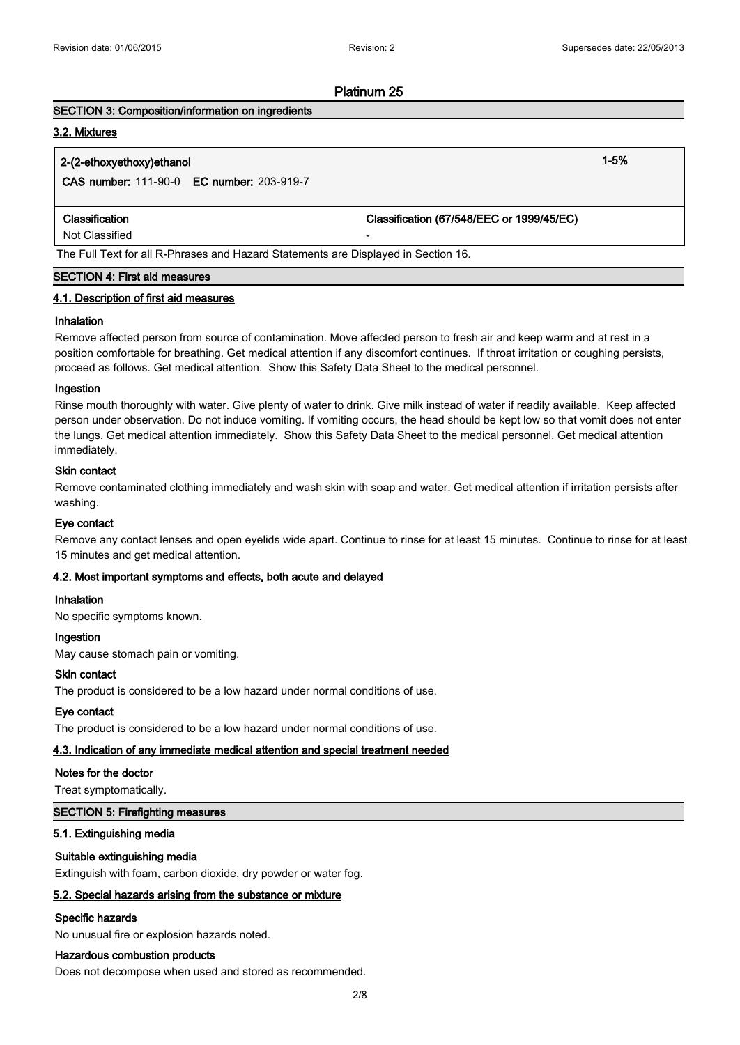## Platinum 25

### SECTION 3: Composition/information on ingredients

#### 3.2. Mixtures

| 2-(2-ethoxyethoxy)ethanol | 1-5% |
|---|---|
| **CAS number:** 111-90-0 **EC number:** 203-919-7 | |
| **Classification** | **Classification (67/548/EEC or 1999/45/EC)** |
| Not Classified | - |

The Full Text for all R-Phrases and Hazard Statements are Displayed in Section 16.

### SECTION 4: First aid measures

#### 4.1. Description of first aid measures

**Inhalation**

Remove affected person from source of contamination. Move affected person to fresh air and keep warm and at rest in a position comfortable for breathing. Get medical attention if any discomfort continues. If throat irritation or coughing persists, proceed as follows. Get medical attention. Show this Safety Data Sheet to the medical personnel.

**Ingestion**

Rinse mouth thoroughly with water. Give plenty of water to drink. Give milk instead of water if readily available. Keep affected person under observation. Do not induce vomiting. If vomiting occurs, the head should be kept low so that vomit does not enter the lungs. Get medical attention immediately. Show this Safety Data Sheet to the medical personnel. Get medical attention immediately.

**Skin contact**

Remove contaminated clothing immediately and wash skin with soap and water. Get medical attention if irritation persists after washing.

**Eye contact**

Remove any contact lenses and open eyelids wide apart. Continue to rinse for at least 15 minutes. Continue to rinse for at least 15 minutes and get medical attention.

#### 4.2. Most important symptoms and effects, both acute and delayed

**Inhalation**

No specific symptoms known.

**Ingestion**

May cause stomach pain or vomiting.

**Skin contact**

The product is considered to be a low hazard under normal conditions of use.

**Eye contact**

The product is considered to be a low hazard under normal conditions of use.

#### 4.3. Indication of any immediate medical attention and special treatment needed

**Notes for the doctor**

Treat symptomatically.

### SECTION 5: Firefighting measures

#### 5.1. Extinguishing media

**Suitable extinguishing media**

Extinguish with foam, carbon dioxide, dry powder or water fog.

#### 5.2. Special hazards arising from the substance or mixture

**Specific hazards**

No unusual fire or explosion hazards noted.

**Hazardous combustion products**

Does not decompose when used and stored as recommended.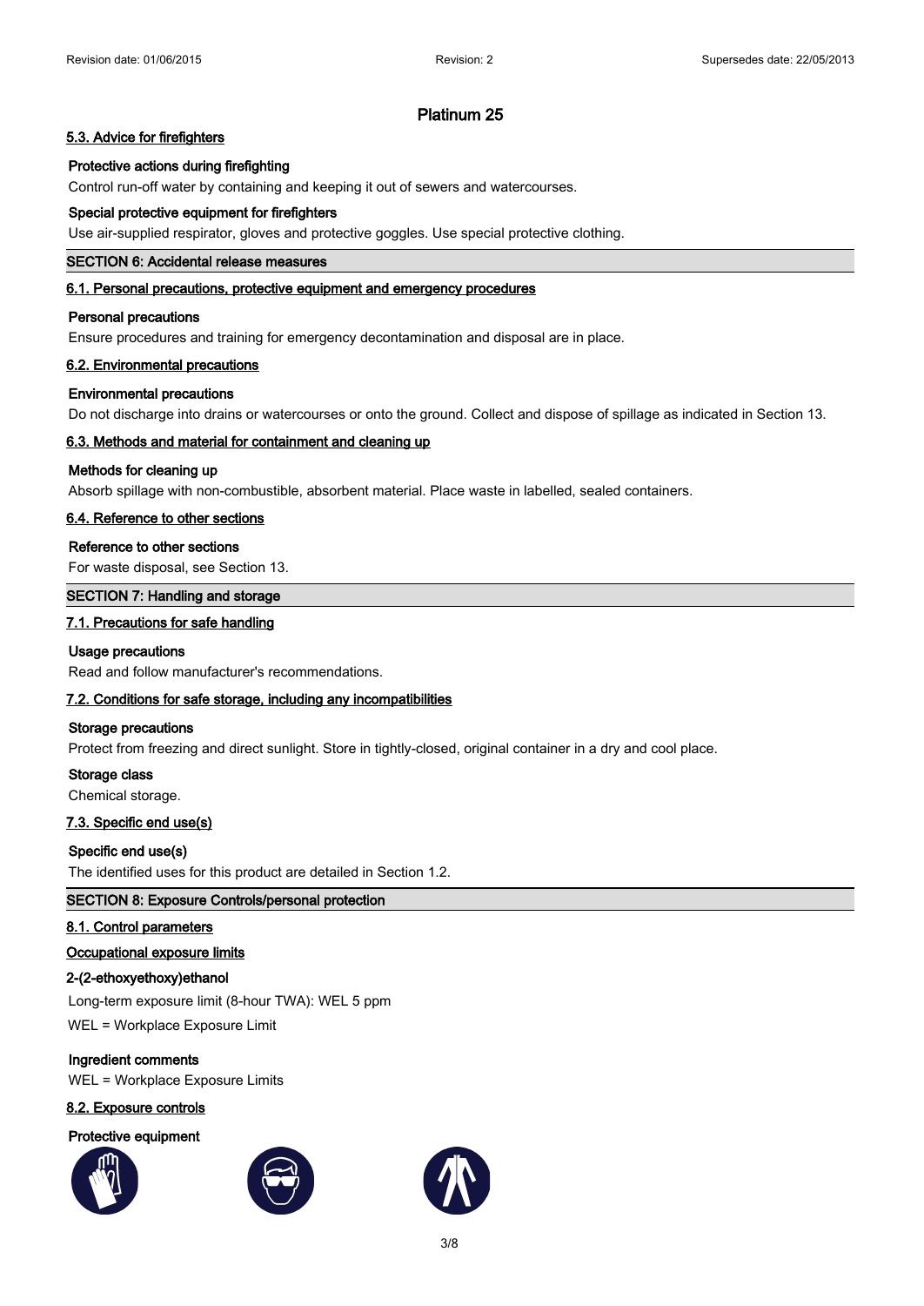# Platinum 25

### 5.3. Advice for firefighters

**Protective actions during firefighting**

Control run-off water by containing and keeping it out of sewers and watercourses.

**Special protective equipment for firefighters**

Use air-supplied respirator, gloves and protective goggles. Use special protective clothing.

## SECTION 6: Accidental release measures

### 6.1. Personal precautions, protective equipment and emergency procedures

**Personal precautions**

Ensure procedures and training for emergency decontamination and disposal are in place.

### 6.2. Environmental precautions

**Environmental precautions**

Do not discharge into drains or watercourses or onto the ground. Collect and dispose of spillage as indicated in Section 13.

### 6.3. Methods and material for containment and cleaning up

**Methods for cleaning up**

Absorb spillage with non-combustible, absorbent material. Place waste in labelled, sealed containers.

### 6.4. Reference to other sections

**Reference to other sections**

For waste disposal, see Section 13.

## SECTION 7: Handling and storage

### 7.1. Precautions for safe handling

**Usage precautions**

Read and follow manufacturer's recommendations.

### 7.2. Conditions for safe storage, including any incompatibilities

**Storage precautions**

Protect from freezing and direct sunlight. Store in tightly-closed, original container in a dry and cool place.

**Storage class**

Chemical storage.

### 7.3. Specific end use(s)

**Specific end use(s)**

The identified uses for this product are detailed in Section 1.2.

## SECTION 8: Exposure Controls/personal protection

### 8.1. Control parameters

**Occupational exposure limits**

**2-(2-ethoxyethoxy)ethanol**

Long-term exposure limit (8-hour TWA): WEL 5 ppm

WEL = Workplace Exposure Limit

**Ingredient comments**

WEL = Workplace Exposure Limits

### 8.2. Exposure controls

**Protective equipment**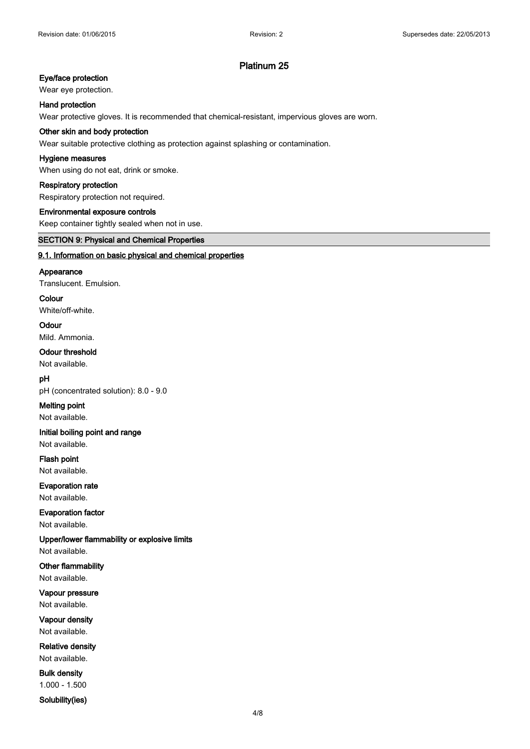# Platinum 25

**Eye/face protection**

Wear eye protection.

**Hand protection**

Wear protective gloves. It is recommended that chemical-resistant, impervious gloves are worn.

**Other skin and body protection**

Wear suitable protective clothing as protection against splashing or contamination.

**Hygiene measures**

When using do not eat, drink or smoke.

**Respiratory protection**

Respiratory protection not required.

**Environmental exposure controls**

Keep container tightly sealed when not in use.

## SECTION 9: Physical and Chemical Properties

### 9.1. Information on basic physical and chemical properties

**Appearance**

Translucent. Emulsion.

**Colour**

White/off-white.

**Odour**

Mild. Ammonia.

**Odour threshold**

Not available.

**pH**

pH (concentrated solution): 8.0 - 9.0

**Melting point**

Not available.

**Initial boiling point and range**

Not available.

**Flash point**

Not available.

**Evaporation rate**

Not available.

**Evaporation factor**

Not available.

**Upper/lower flammability or explosive limits**

Not available.

**Other flammability**

Not available.

**Vapour pressure**

Not available.

**Vapour density**

Not available.

**Relative density**

Not available.

**Bulk density**

1.000 - 1.500

**Solubility(ies)**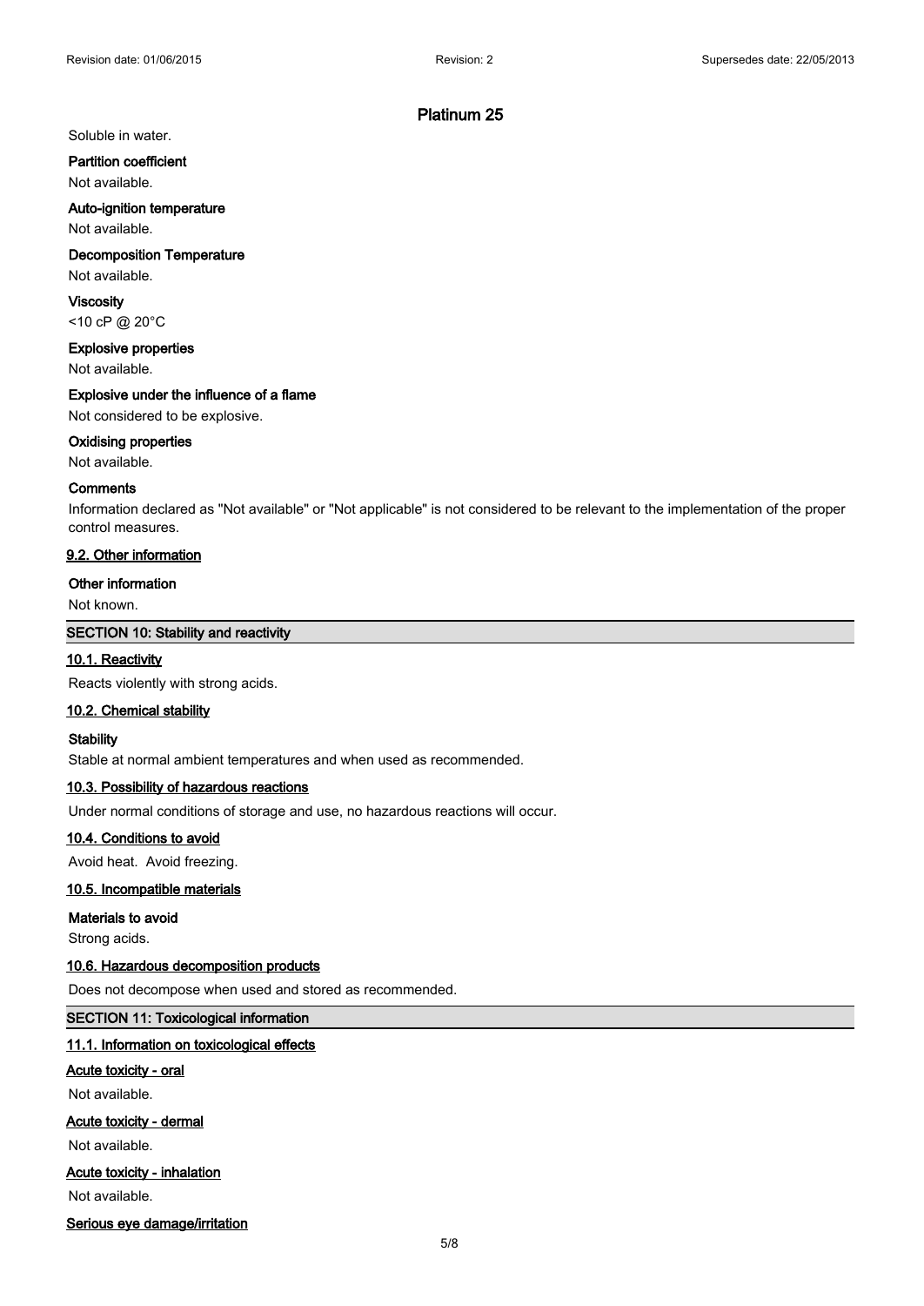Soluble in water.

**Partition coefficient**

Not available.

**Auto-ignition temperature**

Not available.

**Decomposition Temperature**

Not available.

**Viscosity**

<10 cP @ 20°C

**Explosive properties**

Not available.

**Explosive under the influence of a flame**

Not considered to be explosive.

**Oxidising properties**

Not available.

**Comments**

Information declared as "Not available" or "Not applicable" is not considered to be relevant to the implementation of the proper control measures.

### 9.2. Other information

**Other information**

Not known.

## SECTION 10: Stability and reactivity

### 10.1. Reactivity

Reacts violently with strong acids.

### 10.2. Chemical stability

**Stability**

Stable at normal ambient temperatures and when used as recommended.

### 10.3. Possibility of hazardous reactions

Under normal conditions of storage and use, no hazardous reactions will occur.

### 10.4. Conditions to avoid

Avoid heat. Avoid freezing.

### 10.5. Incompatible materials

**Materials to avoid**

Strong acids.

### 10.6. Hazardous decomposition products

Does not decompose when used and stored as recommended.

## SECTION 11: Toxicological information

### 11.1. Information on toxicological effects

**Acute toxicity - oral**

Not available.

**Acute toxicity - dermal**

Not available.

**Acute toxicity - inhalation**

Not available.

**Serious eye damage/irritation**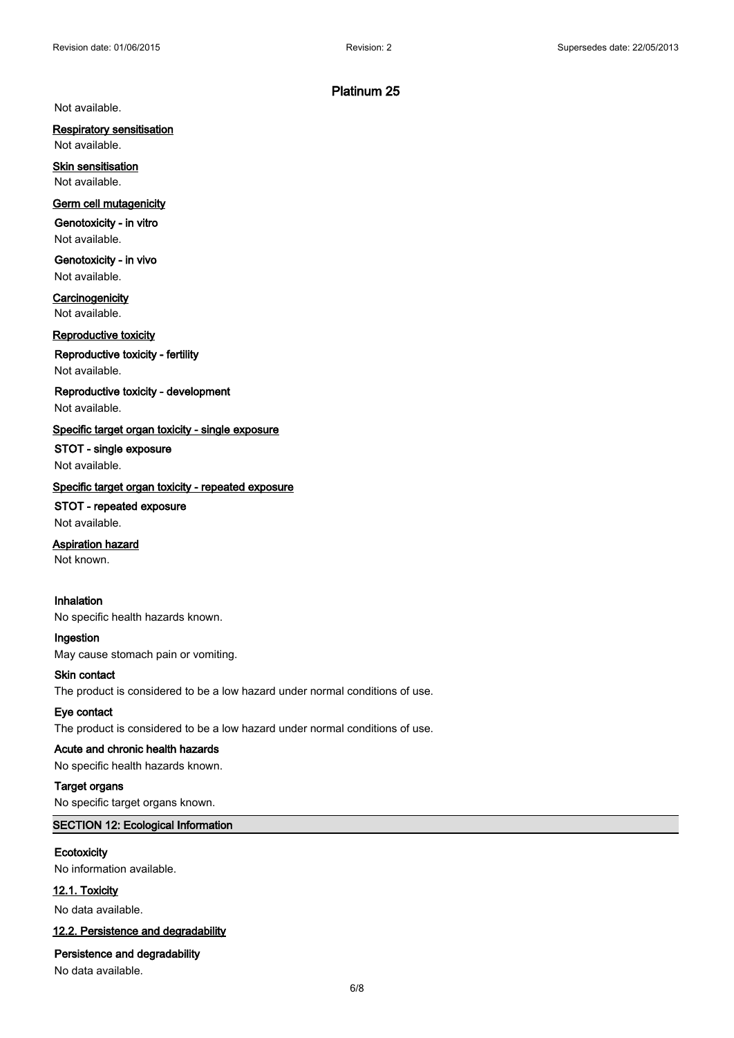Not available.

**Respiratory sensitisation**

Not available.

**Skin sensitisation**

Not available.

**Germ cell mutagenicity**

**Genotoxicity - in vitro**

Not available.

**Genotoxicity - in vivo**

Not available.

**Carcinogenicity**

Not available.

**Reproductive toxicity**

**Reproductive toxicity - fertility**

Not available.

**Reproductive toxicity - development**

Not available.

**Specific target organ toxicity - single exposure**

**STOT - single exposure**

Not available.

**Specific target organ toxicity - repeated exposure**

**STOT - repeated exposure**

Not available.

**Aspiration hazard**

Not known.

**Inhalation**

No specific health hazards known.

**Ingestion**

May cause stomach pain or vomiting.

**Skin contact**

The product is considered to be a low hazard under normal conditions of use.

**Eye contact**

The product is considered to be a low hazard under normal conditions of use.

**Acute and chronic health hazards**

No specific health hazards known.

**Target organs**

No specific target organs known.

## SECTION 12: Ecological Information

**Ecotoxicity**

No information available.

### 12.1. Toxicity

No data available.

### 12.2. Persistence and degradability

**Persistence and degradability**

No data available.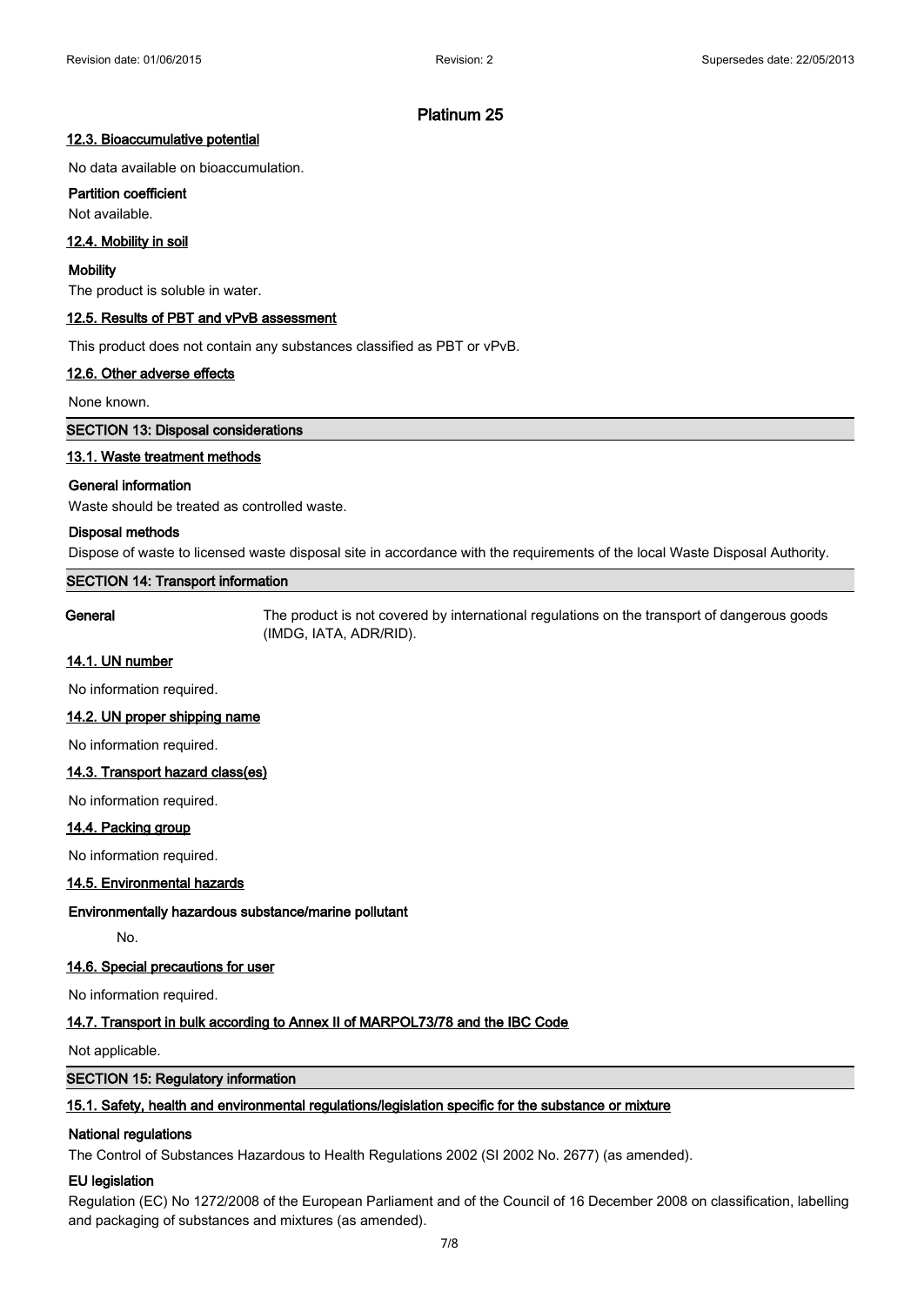# Platinum 25

### 12.3. Bioaccumulative potential

No data available on bioaccumulation.

**Partition coefficient**

Not available.

### 12.4. Mobility in soil

**Mobility**

The product is soluble in water.

### 12.5. Results of PBT and vPvB assessment

This product does not contain any substances classified as PBT or vPvB.

### 12.6. Other adverse effects

None known.

## SECTION 13: Disposal considerations

### 13.1. Waste treatment methods

**General information**

Waste should be treated as controlled waste.

**Disposal methods**

Dispose of waste to licensed waste disposal site in accordance with the requirements of the local Waste Disposal Authority.

## SECTION 14: Transport information

**General** The product is not covered by international regulations on the transport of dangerous goods (IMDG, IATA, ADR/RID).

### 14.1. UN number

No information required.

### 14.2. UN proper shipping name

No information required.

### 14.3. Transport hazard class(es)

No information required.

### 14.4. Packing group

No information required.

### 14.5. Environmental hazards

**Environmentally hazardous substance/marine pollutant**

No.

### 14.6. Special precautions for user

No information required.

### 14.7. Transport in bulk according to Annex II of MARPOL73/78 and the IBC Code

Not applicable.

## SECTION 15: Regulatory information

### 15.1. Safety, health and environmental regulations/legislation specific for the substance or mixture

**National regulations**

The Control of Substances Hazardous to Health Regulations 2002 (SI 2002 No. 2677) (as amended).

**EU legislation**

Regulation (EC) No 1272/2008 of the European Parliament and of the Council of 16 December 2008 on classification, labelling and packaging of substances and mixtures (as amended).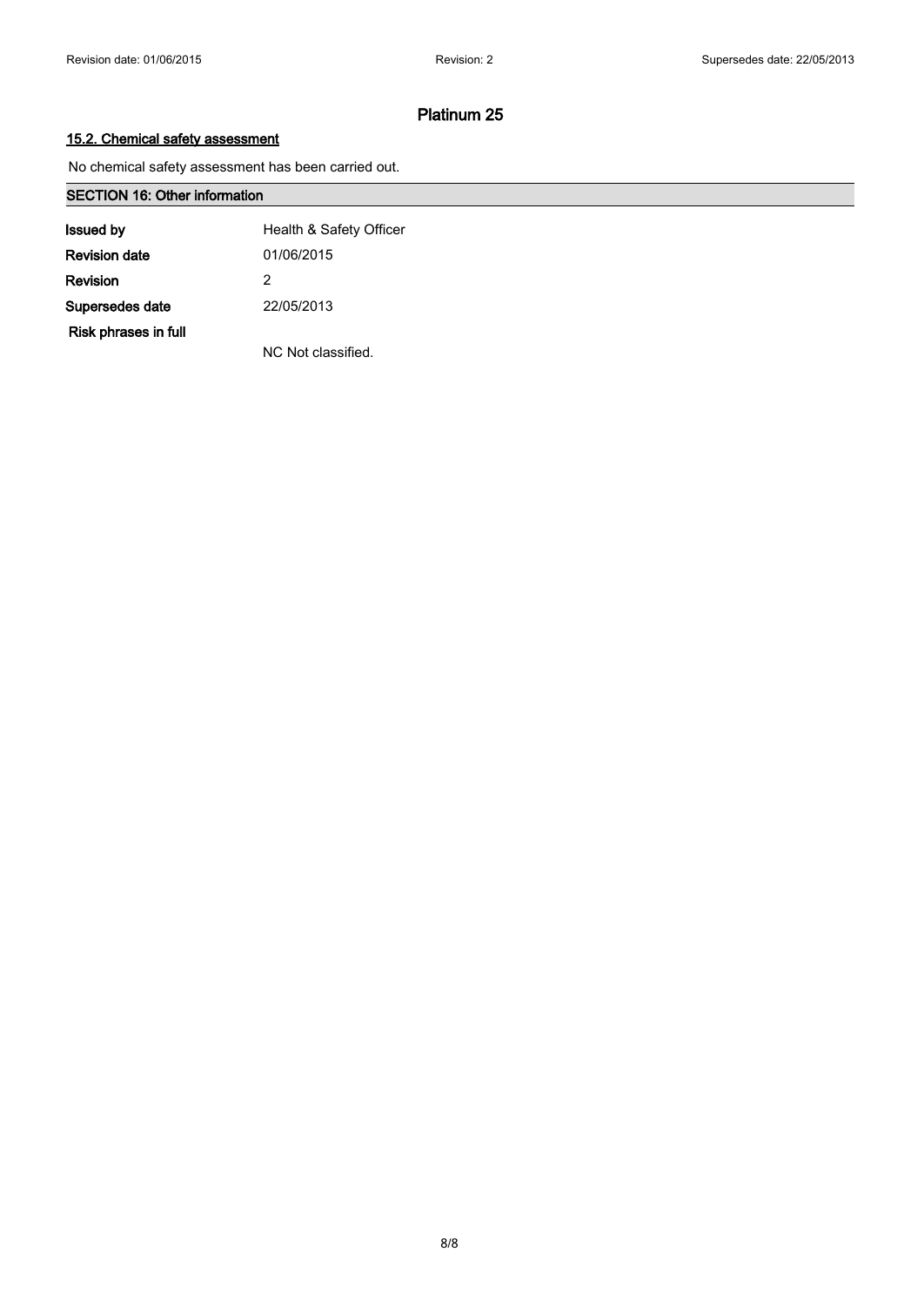# Platinum 25

### 15.2. Chemical safety assessment

No chemical safety assessment has been carried out.

## SECTION 16: Other information

| | |
|---|---|
| **Issued by** | Health & Safety Officer |
| **Revision date** | 01/06/2015 |
| **Revision** | 2 |
| **Supersedes date** | 22/05/2013 |
| **Risk phrases in full** | |
| | NC Not classified. |